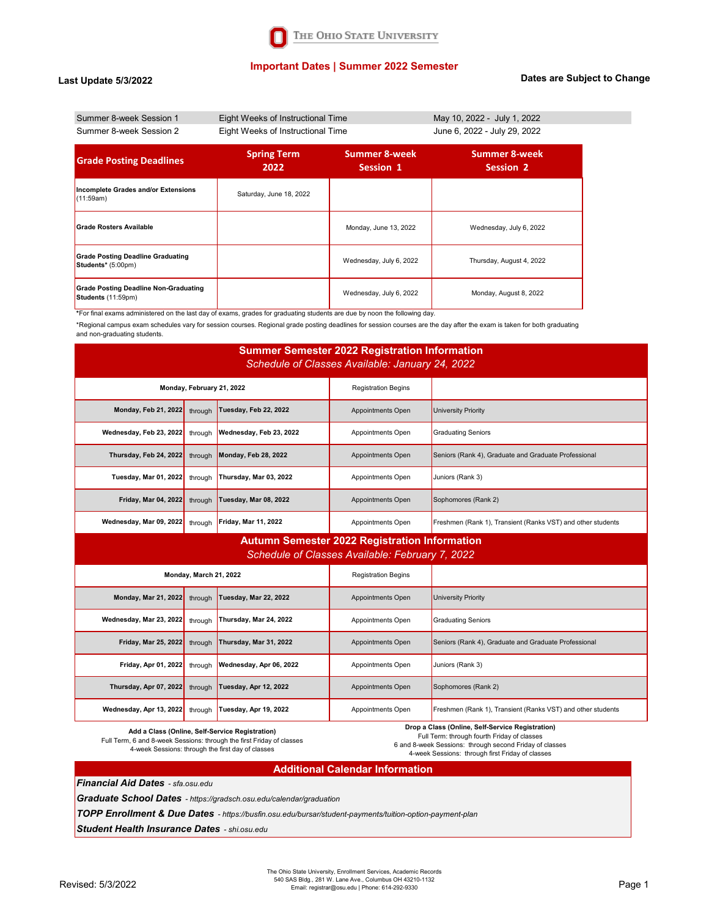The Ohio State University

# Important Dates | Summer 2022 Semester

**Last Update 5/3/2022**

**Dates are Subject to Change**

| | | |
|---|---|---|
| Summer 8-week Session 1 | Eight Weeks of Instructional Time | May 10, 2022 - July 1, 2022 |
| Summer 8-week Session 2 | Eight Weeks of Instructional Time | June 6, 2022 - July 29, 2022 |

| Grade Posting Deadlines | Spring Term 2022 | Summer 8-week Session 1 | Summer 8-week Session 2 |
|---|---|---|---|
| **Incomplete Grades and/or Extensions** (11:59am) | Saturday, June 18, 2022 | | |
| **Grade Rosters Available** | | Monday, June 13, 2022 | Wednesday, July 6, 2022 |
| **Grade Posting Deadline Graduating Students*** (5:00pm) | | Wednesday, July 6, 2022 | Thursday, August 4, 2022 |
| **Grade Posting Deadline Non-Graduating Students** (11:59pm) | | Wednesday, July 6, 2022 | Monday, August 8, 2022 |

*For final exams administered on the last day of exams, grades for graduating students are due by noon the following day.

*Regional campus exam schedules vary for session courses. Regional grade posting deadlines for session courses are the day after the exam is taken for both graduating and non-graduating students.

## Summer Semester 2022 Registration Information

*Schedule of Classes Available: January 24, 2022*

| | | | | |
|---|---|---|---|---|
| **Monday, February 21, 2022** | | | Registration Begins | |
| **Monday, Feb 21, 2022** | through | **Tuesday, Feb 22, 2022** | Appointments Open | University Priority |
| **Wednesday, Feb 23, 2022** | through | **Wednesday, Feb 23, 2022** | Appointments Open | Graduating Seniors |
| **Thursday, Feb 24, 2022** | through | **Monday, Feb 28, 2022** | Appointments Open | Seniors (Rank 4), Graduate and Graduate Professional |
| **Tuesday, Mar 01, 2022** | through | **Thursday, Mar 03, 2022** | Appointments Open | Juniors (Rank 3) |
| **Friday, Mar 04, 2022** | through | **Tuesday, Mar 08, 2022** | Appointments Open | Sophomores (Rank 2) |
| **Wednesday, Mar 09, 2022** | through | **Friday, Mar 11, 2022** | Appointments Open | Freshmen (Rank 1), Transient (Ranks VST) and other students |

## Autumn Semester 2022 Registration Information

*Schedule of Classes Available: February 7, 2022*

| | | | | |
|---|---|---|---|---|
| **Monday, March 21, 2022** | | | Registration Begins | |
| **Monday, Mar 21, 2022** | through | **Tuesday, Mar 22, 2022** | Appointments Open | University Priority |
| **Wednesday, Mar 23, 2022** | through | **Thursday, Mar 24, 2022** | Appointments Open | Graduating Seniors |
| **Friday, Mar 25, 2022** | through | **Thursday, Mar 31, 2022** | Appointments Open | Seniors (Rank 4), Graduate and Graduate Professional |
| **Friday, Apr 01, 2022** | through | **Wednesday, Apr 06, 2022** | Appointments Open | Juniors (Rank 3) |
| **Thursday, Apr 07, 2022** | through | **Tuesday, Apr 12, 2022** | Appointments Open | Sophomores (Rank 2) |
| **Wednesday, Apr 13, 2022** | through | **Tuesday, Apr 19, 2022** | Appointments Open | Freshmen (Rank 1), Transient (Ranks VST) and other students |

**Add a Class (Online, Self-Service Registration)**
Full Term, 6 and 8-week Sessions: through the first Friday of classes
4-week Sessions: through the first day of classes

**Drop a Class (Online, Self-Service Registration)**
Full Term: through fourth Friday of classes
6 and 8-week Sessions: through second Friday of classes
4-week Sessions: through first Friday of classes

## Additional Calendar Information

***Financial Aid Dates*** *- sfa.osu.edu*

***Graduate School Dates*** *- https://gradsch.osu.edu/calendar/graduation*

***TOPP Enrollment & Due Dates*** *- https://busfin.osu.edu/bursar/student-payments/tuition-option-payment-plan*

***Student Health Insurance Dates*** *- shi.osu.edu*

The Ohio State University, Enrollment Services, Academic Records
540 SAS Bldg., 281 W. Lane Ave., Columbus OH 43210-1132
Email: registrar@osu.edu | Phone: 614-292-9330

Revised: 5/3/2022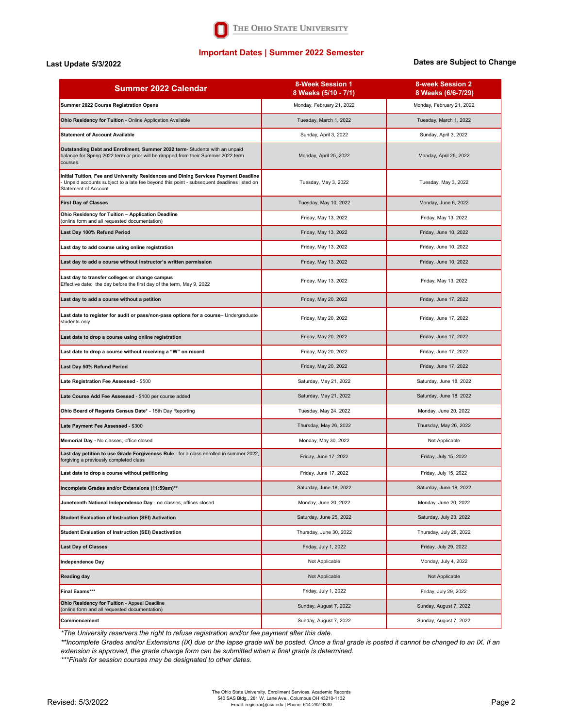THE OHIO STATE UNIVERSITY

## Important Dates | Summer 2022 Semester

**Last Update 5/3/2022**

**Dates are Subject to Change**

| Summer 2022 Calendar | 8-Week Session 1<br>8 Weeks (5/10 - 7/1) | 8-week Session 2<br>8 Weeks (6/6-7/29) |
|---|---|---|
| **Summer 2022 Course Registration Opens** | Monday, February 21, 2022 | Monday, February 21, 2022 |
| **Ohio Residency for Tuition** - Online Application Available | Tuesday, March 1, 2022 | Tuesday, March 1, 2022 |
| **Statement of Account Available** | Sunday, April 3, 2022 | Sunday, April 3, 2022 |
| **Outstanding Debt and Enrollment, Summer 2022 term**- Students with an unpaid balance for Spring 2022 term or prior will be dropped from their Summer 2022 term courses. | Monday, April 25, 2022 | Monday, April 25, 2022 |
| **Initial Tuition, Fee and University Residences and Dining Services Payment Deadline** - Unpaid accounts subject to a late fee beyond this point - subsequent deadlines listed on Statement of Account | Tuesday, May 3, 2022 | Tuesday, May 3, 2022 |
| **First Day of Classes** | Tuesday, May 10, 2022 | Monday, June 6, 2022 |
| **Ohio Residency for Tuition – Application Deadline** (online form and all requested documentation) | Friday, May 13, 2022 | Friday, May 13, 2022 |
| **Last Day 100% Refund Period** | Friday, May 13, 2022 | Friday, June 10, 2022 |
| **Last day to add course using online registration** | Friday, May 13, 2022 | Friday, June 10, 2022 |
| **Last day to add a course without instructor's written permission** | Friday, May 13, 2022 | Friday, June 10, 2022 |
| **Last day to transfer colleges or change campus** Effective date: the day before the first day of the term, May 9, 2022 | Friday, May 13, 2022 | Friday, May 13, 2022 |
| **Last day to add a course without a petition** | Friday, May 20, 2022 | Friday, June 17, 2022 |
| **Last date to register for audit or pass/non-pass options for a course**– Undergraduate students only | Friday, May 20, 2022 | Friday, June 17, 2022 |
| **Last date to drop a course using online registration** | Friday, May 20, 2022 | Friday, June 17, 2022 |
| **Last date to drop a course without receiving a "W" on record** | Friday, May 20, 2022 | Friday, June 17, 2022 |
| **Last Day 50% Refund Period** | Friday, May 20, 2022 | Friday, June 17, 2022 |
| **Late Registration Fee Assessed** - $500 | Saturday, May 21, 2022 | Saturday, June 18, 2022 |
| **Late Course Add Fee Assessed** - $100 per course added | Saturday, May 21, 2022 | Saturday, June 18, 2022 |
| **Ohio Board of Regents Census Date*** - 15th Day Reporting | Tuesday, May 24, 2022 | Monday, June 20, 2022 |
| **Late Payment Fee Assessed** - $300 | Thursday, May 26, 2022 | Thursday, May 26, 2022 |
| **Memorial Day -** No classes, office closed | Monday, May 30, 2022 | Not Applicable |
| **Last day petition to use Grade Forgiveness Rule** - for a class enrolled in summer 2022, forgiving a previously completed class | Friday, June 17, 2022 | Friday, July 15, 2022 |
| **Last date to drop a course without petitioning** | Friday, June 17, 2022 | Friday, July 15, 2022 |
| **Incomplete Grades and/or Extensions (11:59am)**** | Saturday, June 18, 2022 | Saturday, June 18, 2022 |
| **Juneteenth National Independence Day** - no classes, offices closed | Monday, June 20, 2022 | Monday, June 20, 2022 |
| **Student Evaluation of Instruction (SEI) Activation** | Saturday, June 25, 2022 | Saturday, July 23, 2022 |
| **Student Evaluation of Instruction (SEI) Deactivation** | Thursday, June 30, 2022 | Thursday, July 28, 2022 |
| **Last Day of Classes** | Friday, July 1, 2022 | Friday, July 29, 2022 |
| **Independence Day** | Not Applicable | Monday, July 4, 2022 |
| **Reading day** | Not Applicable | Not Applicable |
| **Final Exams***** | Friday, July 1, 2022 | Friday, July 29, 2022 |
| **Ohio Residency for Tuition** - Appeal Deadline (online form and all requested documentation) | Sunday, August 7, 2022 | Sunday, August 7, 2022 |
| **Commencement** | Sunday, August 7, 2022 | Sunday, August 7, 2022 |

*\*The University reservers the right to refuse registration and/or fee payment after this date.*

*\*\*Incomplete Grades and/or Extensions (IX) due or the lapse grade will be posted. Once a final grade is posted it cannot be changed to an IX. If an extension is approved, the grade change form can be submitted when a final grade is determined.*

*\*\*\*Finals for session courses may be designated to other dates.*

Revised: 5/3/2022

The Ohio State University, Enrollment Services, Academic Records
540 SAS Bldg., 281 W. Lane Ave., Columbus OH 43210-1132
Email: registrar@osu.edu | Phone: 614-292-9330